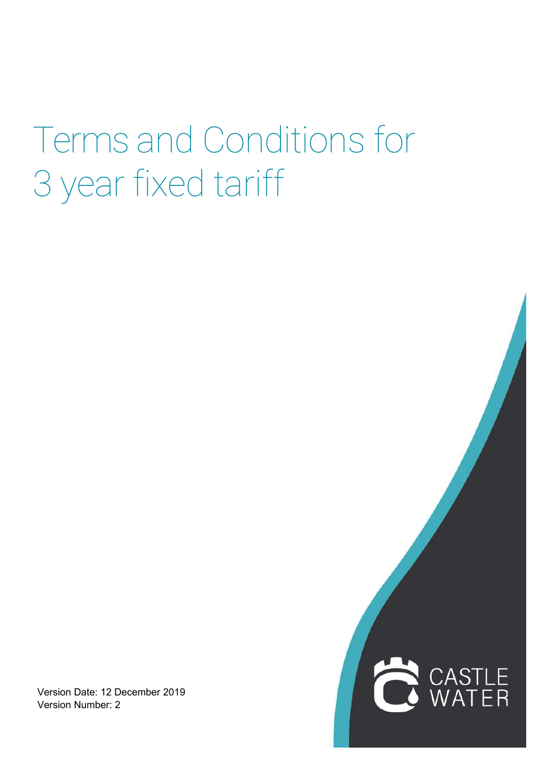# Terms and Conditions for 3 year fixed tariff

Version Date: 12 December 2019
Version Number: 2

CASTLE WATER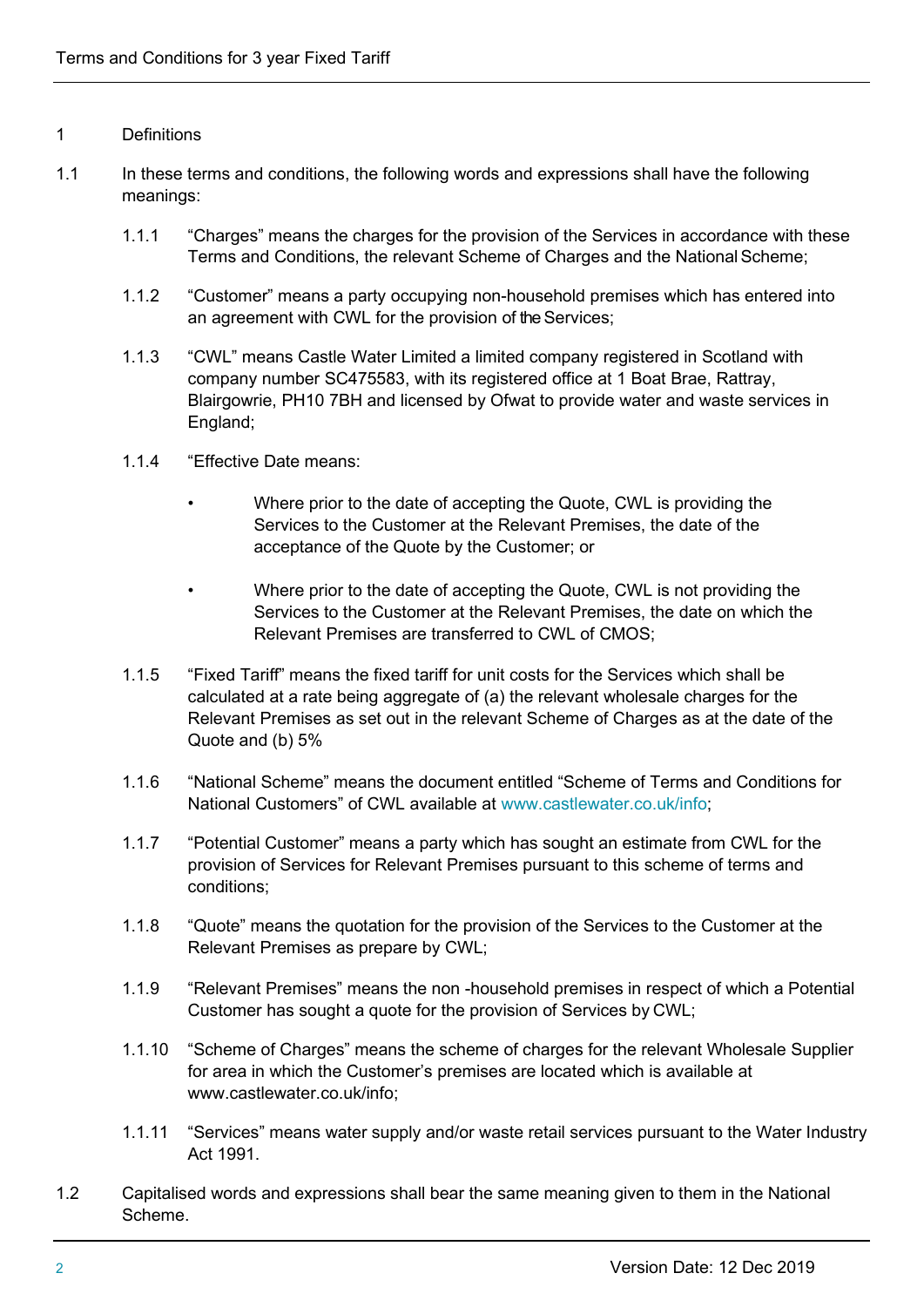## 1 Definitions

1.1 In these terms and conditions, the following words and expressions shall have the following meanings:

1.1.1 "Charges" means the charges for the provision of the Services in accordance with these Terms and Conditions, the relevant Scheme of Charges and the National Scheme;

1.1.2 "Customer" means a party occupying non-household premises which has entered into an agreement with CWL for the provision of the Services;

1.1.3 "CWL" means Castle Water Limited a limited company registered in Scotland with company number SC475583, with its registered office at 1 Boat Brae, Rattray, Blairgowrie, PH10 7BH and licensed by Ofwat to provide water and waste services in England;

1.1.4 "Effective Date means:

- Where prior to the date of accepting the Quote, CWL is providing the Services to the Customer at the Relevant Premises, the date of the acceptance of the Quote by the Customer; or
- Where prior to the date of accepting the Quote, CWL is not providing the Services to the Customer at the Relevant Premises, the date on which the Relevant Premises are transferred to CWL of CMOS;

1.1.5 "Fixed Tariff" means the fixed tariff for unit costs for the Services which shall be calculated at a rate being aggregate of (a) the relevant wholesale charges for the Relevant Premises as set out in the relevant Scheme of Charges as at the date of the Quote and (b) 5%

1.1.6 "National Scheme" means the document entitled "Scheme of Terms and Conditions for National Customers" of CWL available at www.castlewater.co.uk/info;

1.1.7 "Potential Customer" means a party which has sought an estimate from CWL for the provision of Services for Relevant Premises pursuant to this scheme of terms and conditions;

1.1.8 "Quote" means the quotation for the provision of the Services to the Customer at the Relevant Premises as prepare by CWL;

1.1.9 "Relevant Premises" means the non -household premises in respect of which a Potential Customer has sought a quote for the provision of Services by CWL;

1.1.10 "Scheme of Charges" means the scheme of charges for the relevant Wholesale Supplier for area in which the Customer's premises are located which is available at www.castlewater.co.uk/info;

1.1.11 "Services" means water supply and/or waste retail services pursuant to the Water Industry Act 1991.

1.2 Capitalised words and expressions shall bear the same meaning given to them in the National Scheme.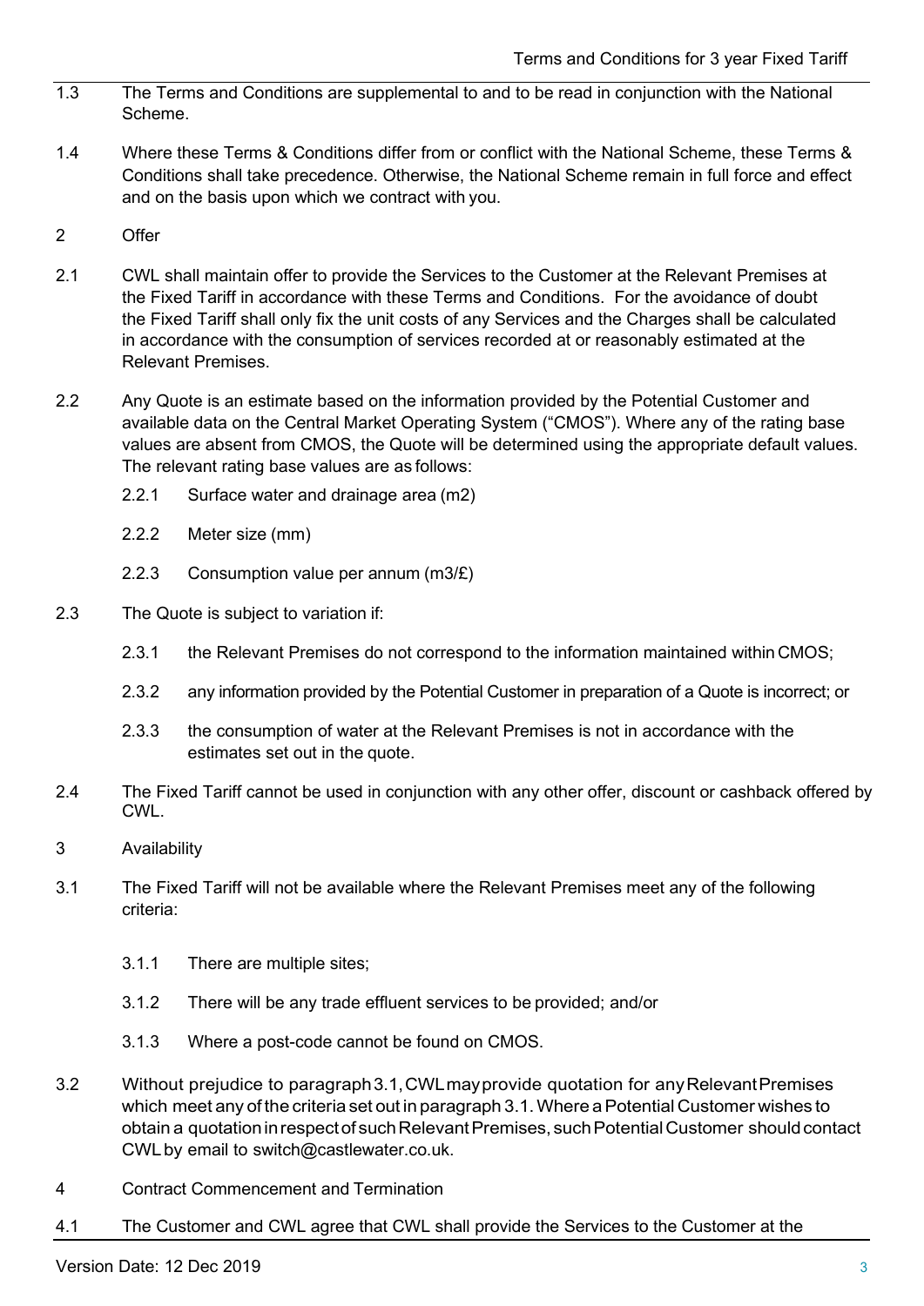1.3 The Terms and Conditions are supplemental to and to be read in conjunction with the National Scheme.

1.4 Where these Terms & Conditions differ from or conflict with the National Scheme, these Terms & Conditions shall take precedence. Otherwise, the National Scheme remain in full force and effect and on the basis upon which we contract with you.

## 2 Offer

2.1 CWL shall maintain offer to provide the Services to the Customer at the Relevant Premises at the Fixed Tariff in accordance with these Terms and Conditions. For the avoidance of doubt the Fixed Tariff shall only fix the unit costs of any Services and the Charges shall be calculated in accordance with the consumption of services recorded at or reasonably estimated at the Relevant Premises.

2.2 Any Quote is an estimate based on the information provided by the Potential Customer and available data on the Central Market Operating System ("CMOS"). Where any of the rating base values are absent from CMOS, the Quote will be determined using the appropriate default values. The relevant rating base values are as follows:

2.2.1 Surface water and drainage area (m2)

2.2.2 Meter size (mm)

2.2.3 Consumption value per annum (m3/£)

2.3 The Quote is subject to variation if:

2.3.1 the Relevant Premises do not correspond to the information maintained within CMOS;

2.3.2 any information provided by the Potential Customer in preparation of a Quote is incorrect; or

2.3.3 the consumption of water at the Relevant Premises is not in accordance with the estimates set out in the quote.

2.4 The Fixed Tariff cannot be used in conjunction with any other offer, discount or cashback offered by CWL.

## 3 Availability

3.1 The Fixed Tariff will not be available where the Relevant Premises meet any of the following criteria:

3.1.1 There are multiple sites;

3.1.2 There will be any trade effluent services to be provided; and/or

3.1.3 Where a post-code cannot be found on CMOS.

3.2 Without prejudice to paragraph 3.1, CWL may provide quotation for any Relevant Premises which meet any of the criteria set out in paragraph 3.1. Where a Potential Customer wishes to obtain a quotation in respect of such Relevant Premises, such Potential Customer should contact CWL by email to switch@castlewater.co.uk.

## 4 Contract Commencement and Termination

4.1 The Customer and CWL agree that CWL shall provide the Services to the Customer at the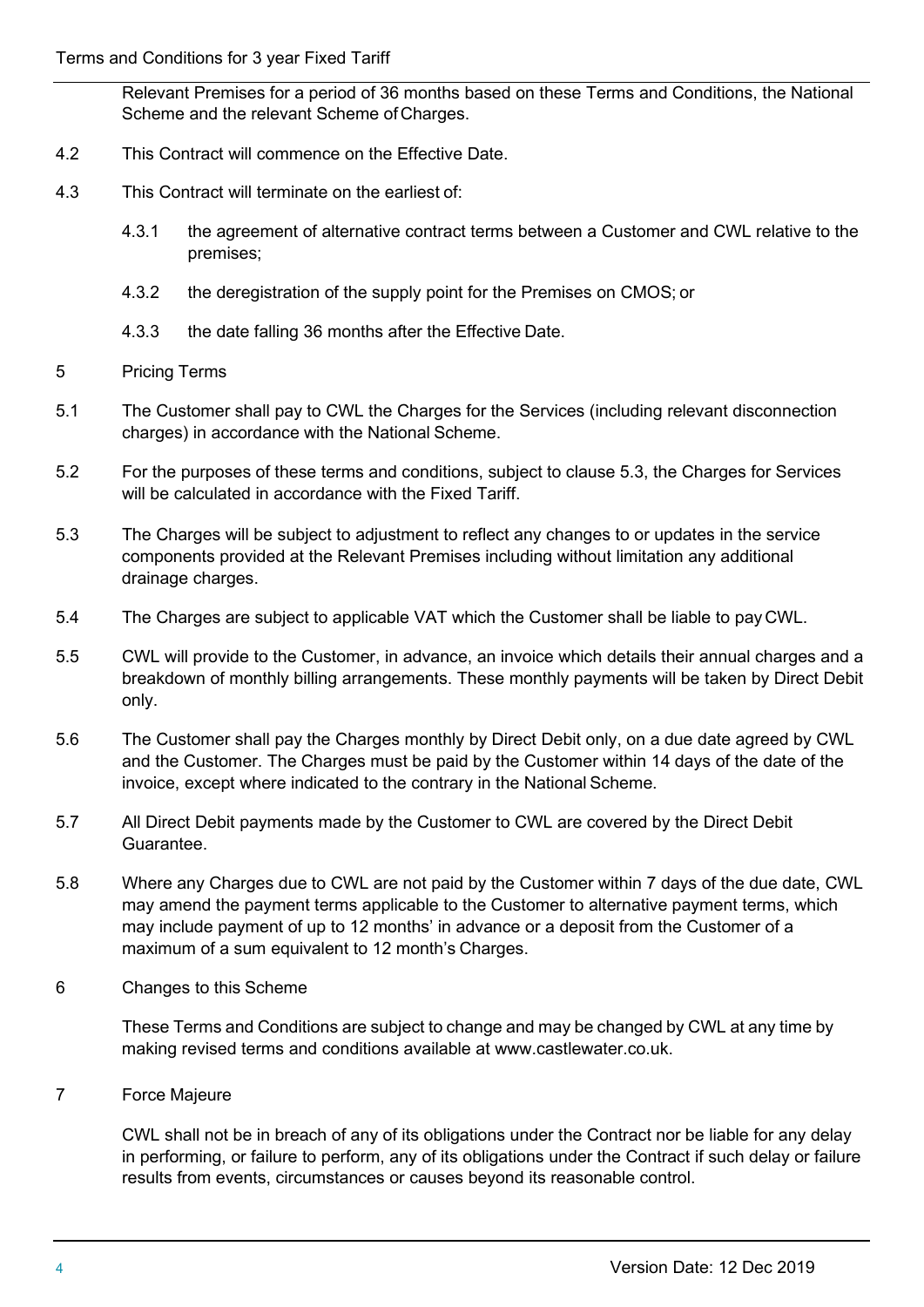Relevant Premises for a period of 36 months based on these Terms and Conditions, the National Scheme and the relevant Scheme of Charges.

4.2 This Contract will commence on the Effective Date.

4.3 This Contract will terminate on the earliest of:

4.3.1 the agreement of alternative contract terms between a Customer and CWL relative to the premises;

4.3.2 the deregistration of the supply point for the Premises on CMOS; or

4.3.3 the date falling 36 months after the Effective Date.

## 5 Pricing Terms

5.1 The Customer shall pay to CWL the Charges for the Services (including relevant disconnection charges) in accordance with the National Scheme.

5.2 For the purposes of these terms and conditions, subject to clause 5.3, the Charges for Services will be calculated in accordance with the Fixed Tariff.

5.3 The Charges will be subject to adjustment to reflect any changes to or updates in the service components provided at the Relevant Premises including without limitation any additional drainage charges.

5.4 The Charges are subject to applicable VAT which the Customer shall be liable to pay CWL.

5.5 CWL will provide to the Customer, in advance, an invoice which details their annual charges and a breakdown of monthly billing arrangements. These monthly payments will be taken by Direct Debit only.

5.6 The Customer shall pay the Charges monthly by Direct Debit only, on a due date agreed by CWL and the Customer. The Charges must be paid by the Customer within 14 days of the date of the invoice, except where indicated to the contrary in the National Scheme.

5.7 All Direct Debit payments made by the Customer to CWL are covered by the Direct Debit Guarantee.

5.8 Where any Charges due to CWL are not paid by the Customer within 7 days of the due date, CWL may amend the payment terms applicable to the Customer to alternative payment terms, which may include payment of up to 12 months' in advance or a deposit from the Customer of a maximum of a sum equivalent to 12 month's Charges.

## 6 Changes to this Scheme

These Terms and Conditions are subject to change and may be changed by CWL at any time by making revised terms and conditions available at www.castlewater.co.uk.

## 7 Force Majeure

CWL shall not be in breach of any of its obligations under the Contract nor be liable for any delay in performing, or failure to perform, any of its obligations under the Contract if such delay or failure results from events, circumstances or causes beyond its reasonable control.